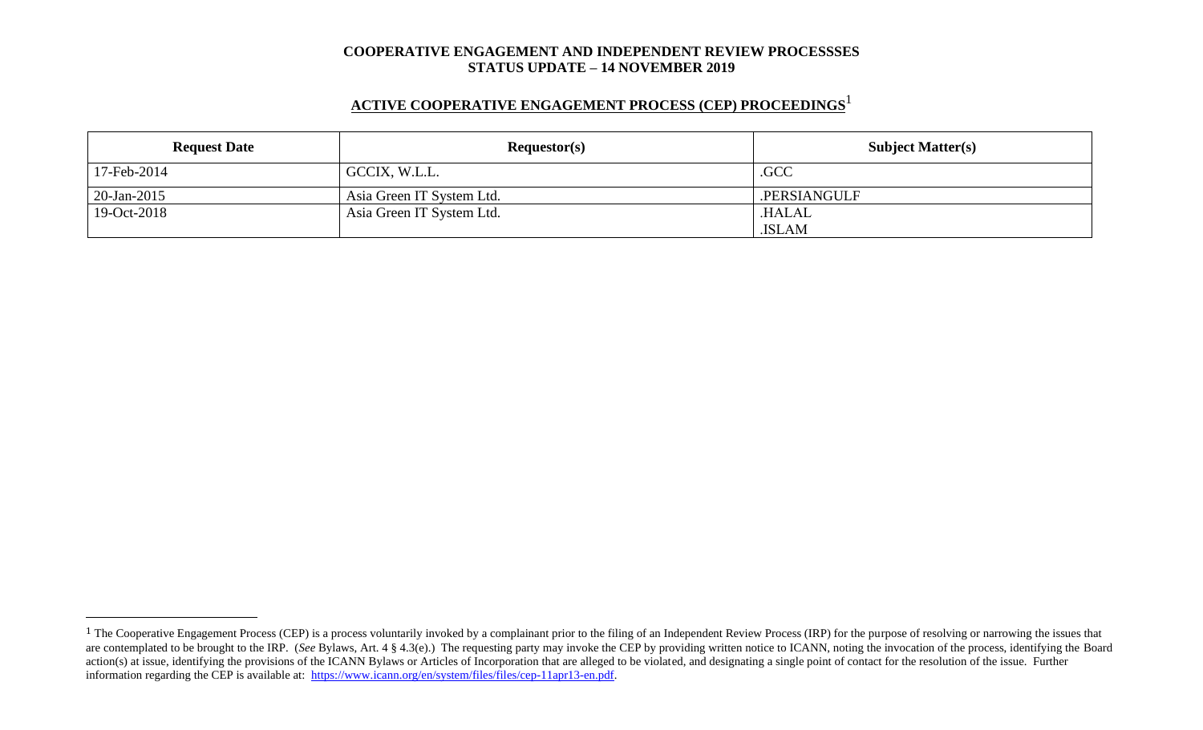**COOPERATIVE ENGAGEMENT AND INDEPENDENT REVIEW PROCESSSES**
**STATUS UPDATE – 14 NOVEMBER 2019**

## ACTIVE COOPERATIVE ENGAGEMENT PROCESS (CEP) PROCEEDINGS[1]

| Request Date | Requestor(s) | Subject Matter(s) |
|---|---|---|
| 17-Feb-2014 | GCCIX, W.L.L. | .GCC |
| 20-Jan-2015 | Asia Green IT System Ltd. | .PERSIANGULF |
| 19-Oct-2018 | Asia Green IT System Ltd. | .HALAL<br>.ISLAM |

[1] The Cooperative Engagement Process (CEP) is a process voluntarily invoked by a complainant prior to the filing of an Independent Review Process (IRP) for the purpose of resolving or narrowing the issues that are contemplated to be brought to the IRP. (*See* Bylaws, Art. 4 § 4.3(e).) The requesting party may invoke the CEP by providing written notice to ICANN, noting the invocation of the process, identifying the Board action(s) at issue, identifying the provisions of the ICANN Bylaws or Articles of Incorporation that are alleged to be violated, and designating a single point of contact for the resolution of the issue. Further information regarding the CEP is available at: https://www.icann.org/en/system/files/files/cep-11apr13-en.pdf.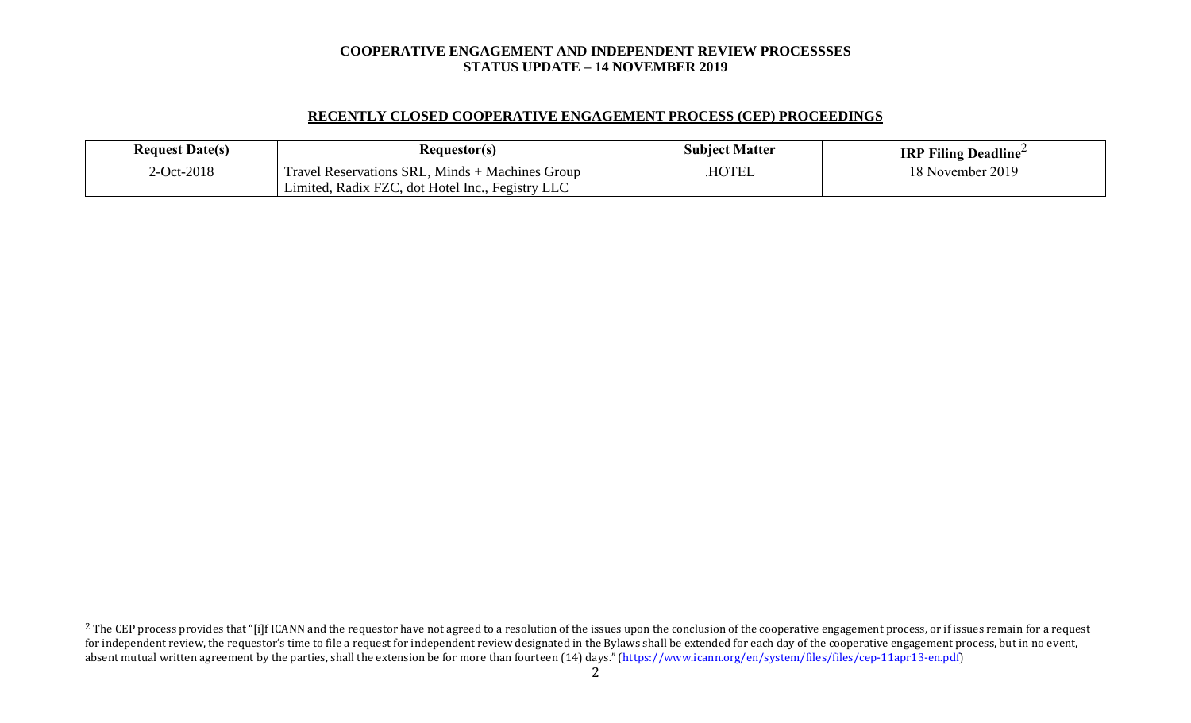**COOPERATIVE ENGAGEMENT AND INDEPENDENT REVIEW PROCESSSES**
**STATUS UPDATE – 14 NOVEMBER 2019**

## RECENTLY CLOSED COOPERATIVE ENGAGEMENT PROCESS (CEP) PROCEEDINGS

| Request Date(s) | Requestor(s) | Subject Matter | IRP Filing Deadline[2] |
|---|---|---|---|
| 2-Oct-2018 | Travel Reservations SRL, Minds + Machines Group Limited, Radix FZC, dot Hotel Inc., Fegistry LLC | .HOTEL | 18 November 2019 |

---

[2] The CEP process provides that "[i]f ICANN and the requestor have not agreed to a resolution of the issues upon the conclusion of the cooperative engagement process, or if issues remain for a request for independent review, the requestor's time to file a request for independent review designated in the Bylaws shall be extended for each day of the cooperative engagement process, but in no event, absent mutual written agreement by the parties, shall the extension be for more than fourteen (14) days." (https://www.icann.org/en/system/files/files/cep-11apr13-en.pdf)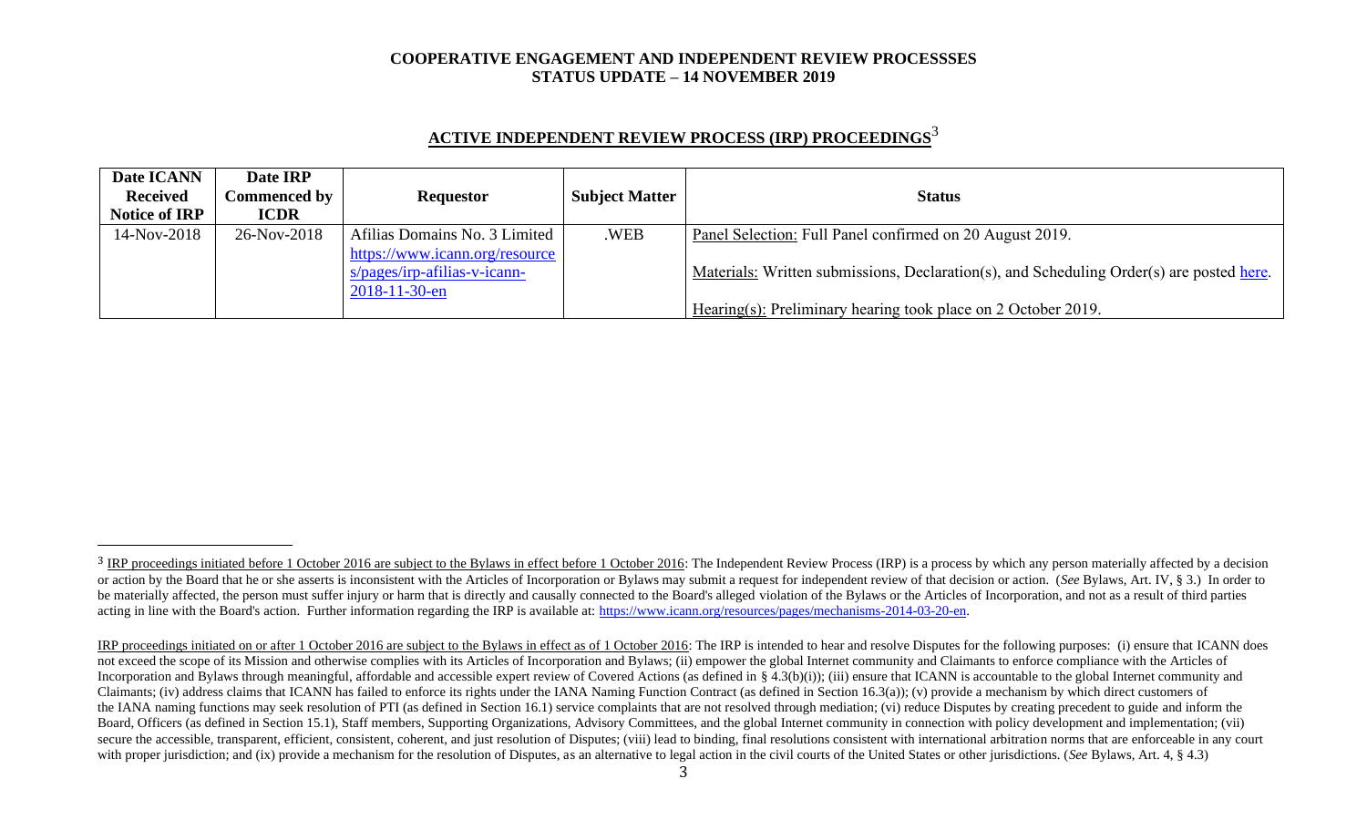**COOPERATIVE ENGAGEMENT AND INDEPENDENT REVIEW PROCESSSES**
**STATUS UPDATE – 14 NOVEMBER 2019**

## ACTIVE INDEPENDENT REVIEW PROCESS (IRP) PROCEEDINGS[3]

| Date ICANN Received Notice of IRP | Date IRP Commenced by ICDR | Requestor | Subject Matter | Status |
|---|---|---|---|---|
| 14-Nov-2018 | 26-Nov-2018 | Afilias Domains No. 3 Limited https://www.icann.org/resources/pages/irp-afilias-v-icann-2018-11-30-en | .WEB | Panel Selection: Full Panel confirmed on 20 August 2019.<br><br>Materials: Written submissions, Declaration(s), and Scheduling Order(s) are posted here.<br><br>Hearing(s): Preliminary hearing took place on 2 October 2019. |

[3] IRP proceedings initiated before 1 October 2016 are subject to the Bylaws in effect before 1 October 2016: The Independent Review Process (IRP) is a process by which any person materially affected by a decision or action by the Board that he or she asserts is inconsistent with the Articles of Incorporation or Bylaws may submit a request for independent review of that decision or action. (*See* Bylaws, Art. IV, § 3.) In order to be materially affected, the person must suffer injury or harm that is directly and causally connected to the Board's alleged violation of the Bylaws or the Articles of Incorporation, and not as a result of third parties acting in line with the Board's action. Further information regarding the IRP is available at: https://www.icann.org/resources/pages/mechanisms-2014-03-20-en.

IRP proceedings initiated on or after 1 October 2016 are subject to the Bylaws in effect as of 1 October 2016: The IRP is intended to hear and resolve Disputes for the following purposes: (i) ensure that ICANN does not exceed the scope of its Mission and otherwise complies with its Articles of Incorporation and Bylaws; (ii) empower the global Internet community and Claimants to enforce compliance with the Articles of Incorporation and Bylaws through meaningful, affordable and accessible expert review of Covered Actions (as defined in § 4.3(b)(i)); (iii) ensure that ICANN is accountable to the global Internet community and Claimants; (iv) address claims that ICANN has failed to enforce its rights under the IANA Naming Function Contract (as defined in Section 16.3(a)); (v) provide a mechanism by which direct customers of the IANA naming functions may seek resolution of PTI (as defined in Section 16.1) service complaints that are not resolved through mediation; (vi) reduce Disputes by creating precedent to guide and inform the Board, Officers (as defined in Section 15.1), Staff members, Supporting Organizations, Advisory Committees, and the global Internet community in connection with policy development and implementation; (vii) secure the accessible, transparent, efficient, consistent, coherent, and just resolution of Disputes; (viii) lead to binding, final resolutions consistent with international arbitration norms that are enforceable in any court with proper jurisdiction; and (ix) provide a mechanism for the resolution of Disputes, as an alternative to legal action in the civil courts of the United States or other jurisdictions. (*See* Bylaws, Art. 4, § 4.3)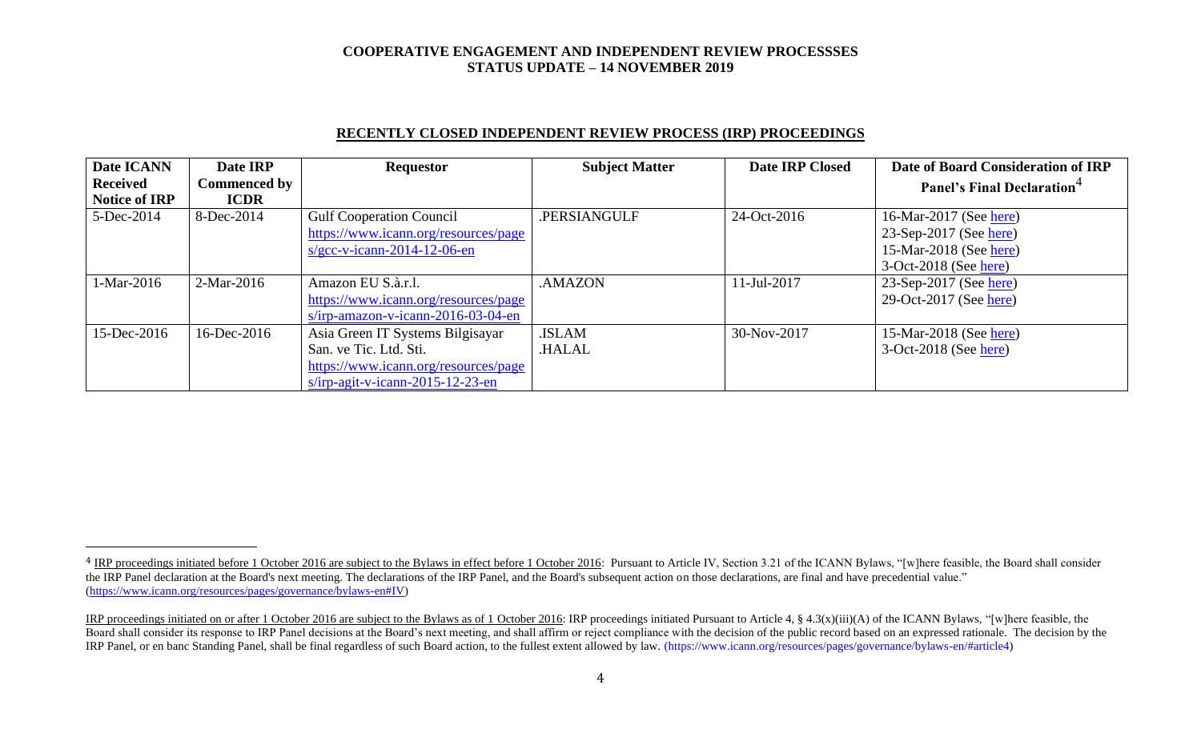**COOPERATIVE ENGAGEMENT AND INDEPENDENT REVIEW PROCESSSES**
**STATUS UPDATE – 14 NOVEMBER 2019**

## RECENTLY CLOSED INDEPENDENT REVIEW PROCESS (IRP) PROCEEDINGS

| Date ICANN Received Notice of IRP | Date IRP Commenced by ICDR | Requestor | Subject Matter | Date IRP Closed | Date of Board Consideration of IRP Panel's Final Declaration[4] |
|---|---|---|---|---|---|
| 5-Dec-2014 | 8-Dec-2014 | Gulf Cooperation Council https://www.icann.org/resources/pages/gcc-v-icann-2014-12-06-en | .PERSIANGULF | 24-Oct-2016 | 16-Mar-2017 (See here) 23-Sep-2017 (See here) 15-Mar-2018 (See here) 3-Oct-2018 (See here) |
| 1-Mar-2016 | 2-Mar-2016 | Amazon EU S.à.r.l. https://www.icann.org/resources/pages/irp-amazon-v-icann-2016-03-04-en | .AMAZON | 11-Jul-2017 | 23-Sep-2017 (See here) 29-Oct-2017 (See here) |
| 15-Dec-2016 | 16-Dec-2016 | Asia Green IT Systems Bilgisayar San. ve Tic. Ltd. Sti. https://www.icann.org/resources/pages/irp-agit-v-icann-2015-12-23-en | .ISLAM .HALAL | 30-Nov-2017 | 15-Mar-2018 (See here) 3-Oct-2018 (See here) |

[4] IRP proceedings initiated before 1 October 2016 are subject to the Bylaws in effect before 1 October 2016: Pursuant to Article IV, Section 3.21 of the ICANN Bylaws, "[w]here feasible, the Board shall consider the IRP Panel declaration at the Board's next meeting. The declarations of the IRP Panel, and the Board's subsequent action on those declarations, are final and have precedential value." (https://www.icann.org/resources/pages/governance/bylaws-en#IV)

IRP proceedings initiated on or after 1 October 2016 are subject to the Bylaws as of 1 October 2016: IRP proceedings initiated Pursuant to Article 4, § 4.3(x)(iii)(A) of the ICANN Bylaws, "[w]here feasible, the Board shall consider its response to IRP Panel decisions at the Board's next meeting, and shall affirm or reject compliance with the decision of the public record based on an expressed rationale. The decision by the IRP Panel, or en banc Standing Panel, shall be final regardless of such Board action, to the fullest extent allowed by law. (https://www.icann.org/resources/pages/governance/bylaws-en/#article4)